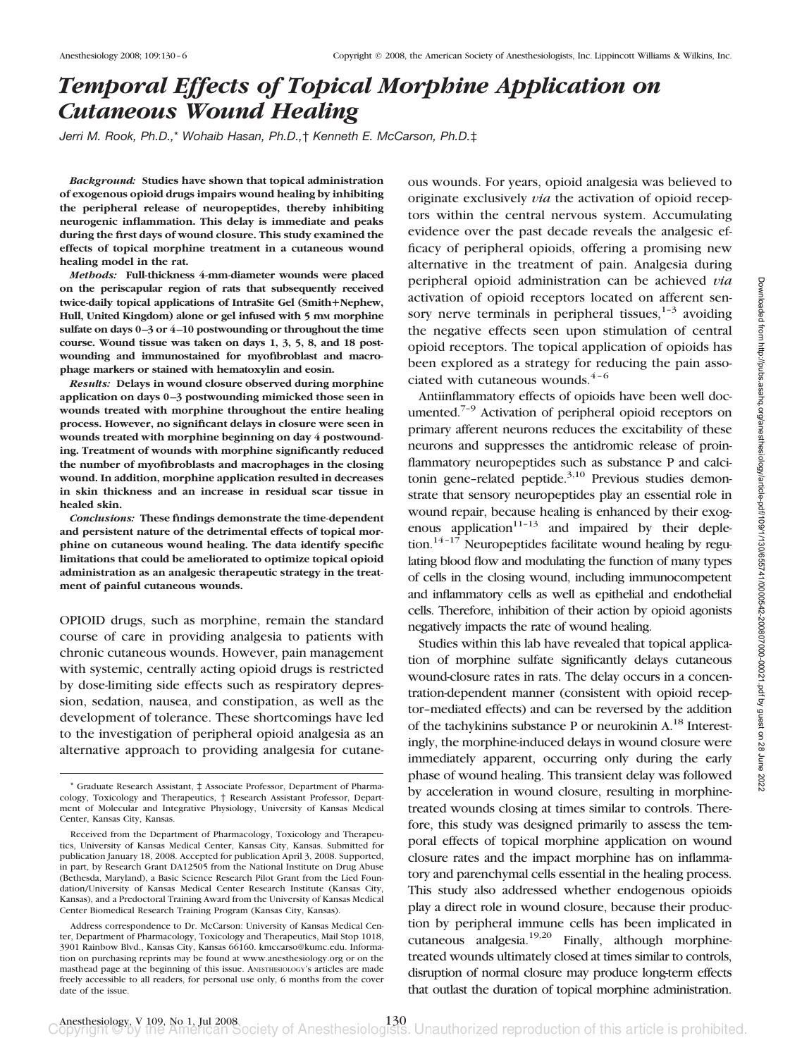// Temporal Effects of Topical Morphine Application on Cutaneous Wound Healing

# *Temporal Effects of Topical Morphine Application on Cutaneous Wound Healing*

*Jerri M. Rook, Ph.D.,\* Wohaib Hasan, Ph.D.,† Kenneth E. McCarson, Ph.D.‡*

***Background:*** **Studies have shown that topical administration of exogenous opioid drugs impairs wound healing by inhibiting the peripheral release of neuropeptides, thereby inhibiting neurogenic inflammation. This delay is immediate and peaks during the first days of wound closure. This study examined the effects of topical morphine treatment in a cutaneous wound healing model in the rat.**

***Methods:*** **Full-thickness 4-mm-diameter wounds were placed on the periscapular region of rats that subsequently received twice-daily topical applications of IntraSite Gel (Smith+Nephew, Hull, United Kingdom) alone or gel infused with 5 mM morphine sulfate on days 0–3 or 4–10 postwounding or throughout the time course. Wound tissue was taken on days 1, 3, 5, 8, and 18 postwounding and immunostained for myofibroblast and macrophage markers or stained with hematoxylin and eosin.**

***Results:*** **Delays in wound closure observed during morphine application on days 0–3 postwounding mimicked those seen in wounds treated with morphine throughout the entire healing process. However, no significant delays in closure were seen in wounds treated with morphine beginning on day 4 postwounding. Treatment of wounds with morphine significantly reduced the number of myofibroblasts and macrophages in the closing wound. In addition, morphine application resulted in decreases in skin thickness and an increase in residual scar tissue in healed skin.**

***Conclusions:*** **These findings demonstrate the time-dependent and persistent nature of the detrimental effects of topical morphine on cutaneous wound healing. The data identify specific limitations that could be ameliorated to optimize topical opioid administration as an analgesic therapeutic strategy in the treatment of painful cutaneous wounds.**

OPIOID drugs, such as morphine, remain the standard course of care in providing analgesia to patients with chronic cutaneous wounds. However, pain management with systemic, centrally acting opioid drugs is restricted by dose-limiting side effects such as respiratory depression, sedation, nausea, and constipation, as well as the development of tolerance. These shortcomings have led to the investigation of peripheral opioid analgesia as an alternative approach to providing analgesia for cutaneous wounds. For years, opioid analgesia was believed to originate exclusively *via* the activation of opioid receptors within the central nervous system. Accumulating evidence over the past decade reveals the analgesic efficacy of peripheral opioids, offering a promising new alternative in the treatment of pain. Analgesia during peripheral opioid administration can be achieved *via* activation of opioid receptors located on afferent sensory nerve terminals in peripheral tissues,[1–3] avoiding the negative effects seen upon stimulation of central opioid receptors. The topical application of opioids has been explored as a strategy for reducing the pain associated with cutaneous wounds.[4–6]

Antiinflammatory effects of opioids have been well documented.[7–9] Activation of peripheral opioid receptors on primary afferent neurons reduces the excitability of these neurons and suppresses the antidromic release of proinflammatory neuropeptides such as substance P and calcitonin gene–related peptide.[3,10] Previous studies demonstrate that sensory neuropeptides play an essential role in wound repair, because healing is enhanced by their exogenous application[11–13] and impaired by their depletion.[14–17] Neuropeptides facilitate wound healing by regulating blood flow and modulating the function of many types of cells in the closing wound, including immunocompetent and inflammatory cells as well as epithelial and endothelial cells. Therefore, inhibition of their action by opioid agonists negatively impacts the rate of wound healing.

Studies within this lab have revealed that topical application of morphine sulfate significantly delays cutaneous wound-closure rates in rats. The delay occurs in a concentration-dependent manner (consistent with opioid receptor–mediated effects) and can be reversed by the addition of the tachykinins substance P or neurokinin A.[18] Interestingly, the morphine-induced delays in wound closure were immediately apparent, occurring only during the early phase of wound healing. This transient delay was followed by acceleration in wound closure, resulting in morphine-treated wounds closing at times similar to controls. Therefore, this study was designed primarily to assess the temporal effects of topical morphine application on wound closure rates and the impact morphine has on inflammatory and parenchymal cells essential in the healing process. This study also addressed whether endogenous opioids play a direct role in wound closure, because their production by peripheral immune cells has been implicated in cutaneous analgesia.[19,20] Finally, although morphine-treated wounds ultimately closed at times similar to controls, disruption of normal closure may produce long-term effects that outlast the duration of topical morphine administration.

---

\* Graduate Research Assistant, ‡ Associate Professor, Department of Pharmacology, Toxicology and Therapeutics, † Research Assistant Professor, Department of Molecular and Integrative Physiology, University of Kansas Medical Center, Kansas City, Kansas.

Received from the Department of Pharmacology, Toxicology and Therapeutics, University of Kansas Medical Center, Kansas City, Kansas. Submitted for publication January 18, 2008. Accepted for publication April 3, 2008. Supported, in part, by Research Grant DA12505 from the National Institute on Drug Abuse (Bethesda, Maryland), a Basic Science Research Pilot Grant from the Lied Foundation/University of Kansas Medical Center Research Institute (Kansas City, Kansas), and a Predoctoral Training Award from the University of Kansas Medical Center Biomedical Research Training Program (Kansas City, Kansas).

Address correspondence to Dr. McCarson: University of Kansas Medical Center, Department of Pharmacology, Toxicology and Therapeutics, Mail Stop 1018, 3901 Rainbow Blvd., Kansas City, Kansas 66160. kmccarso@kumc.edu. Information on purchasing reprints may be found at www.anesthesiology.org or on the masthead page at the beginning of this issue. ANESTHESIOLOGY's articles are made freely accessible to all readers, for personal use only, 6 months from the cover date of the issue.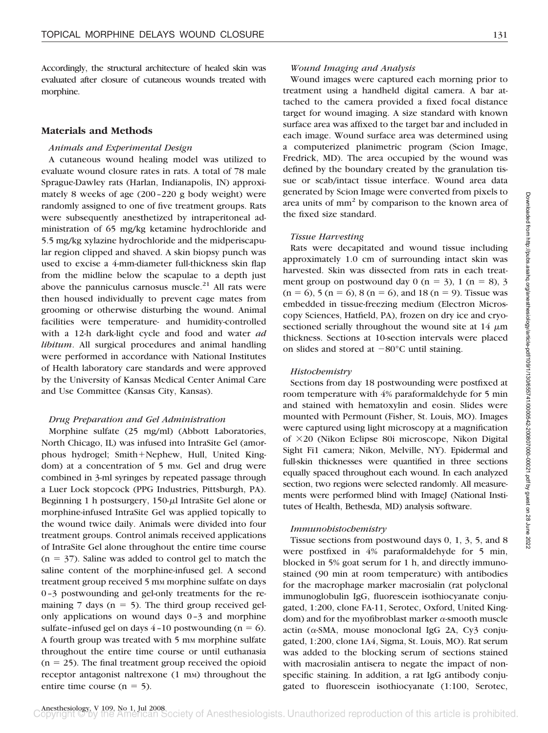Accordingly, the structural architecture of healed skin was evaluated after closure of cutaneous wounds treated with morphine.

## Materials and Methods

### *Animals and Experimental Design*

A cutaneous wound healing model was utilized to evaluate wound closure rates in rats. A total of 78 male Sprague-Dawley rats (Harlan, Indianapolis, IN) approximately 8 weeks of age (200–220 g body weight) were randomly assigned to one of five treatment groups. Rats were subsequently anesthetized by intraperitoneal administration of 65 mg/kg ketamine hydrochloride and 5.5 mg/kg xylazine hydrochloride and the midperiscapular region clipped and shaved. A skin biopsy punch was used to excise a 4-mm-diameter full-thickness skin flap from the midline below the scapulae to a depth just above the panniculus carnosus muscle.[21] All rats were then housed individually to prevent cage mates from grooming or otherwise disturbing the wound. Animal facilities were temperature- and humidity-controlled with a 12-h dark-light cycle and food and water *ad libitum*. All surgical procedures and animal handling were performed in accordance with National Institutes of Health laboratory care standards and were approved by the University of Kansas Medical Center Animal Care and Use Committee (Kansas City, Kansas).

### *Drug Preparation and Gel Administration*

Morphine sulfate (25 mg/ml) (Abbott Laboratories, North Chicago, IL) was infused into IntraSite Gel (amorphous hydrogel; Smith+Nephew, Hull, United Kingdom) at a concentration of 5 mM. Gel and drug were combined in 3-ml syringes by repeated passage through a Luer Lock stopcock (PPG Industries, Pittsburgh, PA). Beginning 1 h postsurgery, 150-$\mu$l IntraSite Gel alone or morphine-infused IntraSite Gel was applied topically to the wound twice daily. Animals were divided into four treatment groups. Control animals received applications of IntraSite Gel alone throughout the entire time course ($n = 37$). Saline was added to control gel to match the saline content of the morphine-infused gel. A second treatment group received 5 mM morphine sulfate on days 0–3 postwounding and gel-only treatments for the remaining 7 days ($n = 5$). The third group received gel-only applications on wound days 0–3 and morphine sulfate–infused gel on days 4–10 postwounding ($n = 6$). A fourth group was treated with 5 mM morphine sulfate throughout the entire time course or until euthanasia ($n = 25$). The final treatment group received the opioid receptor antagonist naltrexone (1 mM) throughout the entire time course ($n = 5$).

### *Wound Imaging and Analysis*

Wound images were captured each morning prior to treatment using a handheld digital camera. A bar attached to the camera provided a fixed focal distance target for wound imaging. A size standard with known surface area was affixed to the target bar and included in each image. Wound surface area was determined using a computerized planimetric program (Scion Image, Fredrick, MD). The area occupied by the wound was defined by the boundary created by the granulation tissue or scab/intact tissue interface. Wound area data generated by Scion Image were converted from pixels to area units of mm$^2$ by comparison to the known area of the fixed size standard.

### *Tissue Harvesting*

Rats were decapitated and wound tissue including approximately 1.0 cm of surrounding intact skin was harvested. Skin was dissected from rats in each treatment group on postwound day 0 ($n = 3$), 1 ($n = 8$), 3 ($n = 6$), 5 ($n = 6$), 8 ($n = 6$), and 18 ($n = 9$). Tissue was embedded in tissue-freezing medium (Electron Microscopy Sciences, Hatfield, PA), frozen on dry ice and cryosectioned serially throughout the wound site at 14 $\mu$m thickness. Sections at 10-section intervals were placed on slides and stored at $-80$°C until staining.

### *Histochemistry*

Sections from day 18 postwounding were postfixed at room temperature with 4% paraformaldehyde for 5 min and stained with hematoxylin and eosin. Slides were mounted with Permount (Fisher, St. Louis, MO). Images were captured using light microscopy at a magnification of ×20 (Nikon Eclipse 80i microscope, Nikon Digital Sight Fi1 camera; Nikon, Melville, NY). Epidermal and full-skin thicknesses were quantified in three sections equally spaced throughout each wound. In each analyzed section, two regions were selected randomly. All measurements were performed blind with ImageJ (National Institutes of Health, Bethesda, MD) analysis software.

### *Immunohistochemistry*

Tissue sections from postwound days 0, 1, 3, 5, and 8 were postfixed in 4% paraformaldehyde for 5 min, blocked in 5% goat serum for 1 h, and directly immunostained (90 min at room temperature) with antibodies for the macrophage marker macrosialin (rat polyclonal immunoglobulin IgG, fluorescein isothiocyanate conjugated, 1:200, clone FA-11, Serotec, Oxford, United Kingdom) and for the myofibroblast marker $\alpha$-smooth muscle actin ($\alpha$-SMA, mouse monoclonal IgG 2A, Cy3 conjugated, 1:200, clone 1A4, Sigma, St. Louis, MO). Rat serum was added to the blocking serum of sections stained with macrosialin antisera to negate the impact of nonspecific staining. In addition, a rat IgG antibody conjugated to fluorescein isothiocyanate (1:100, Serotec,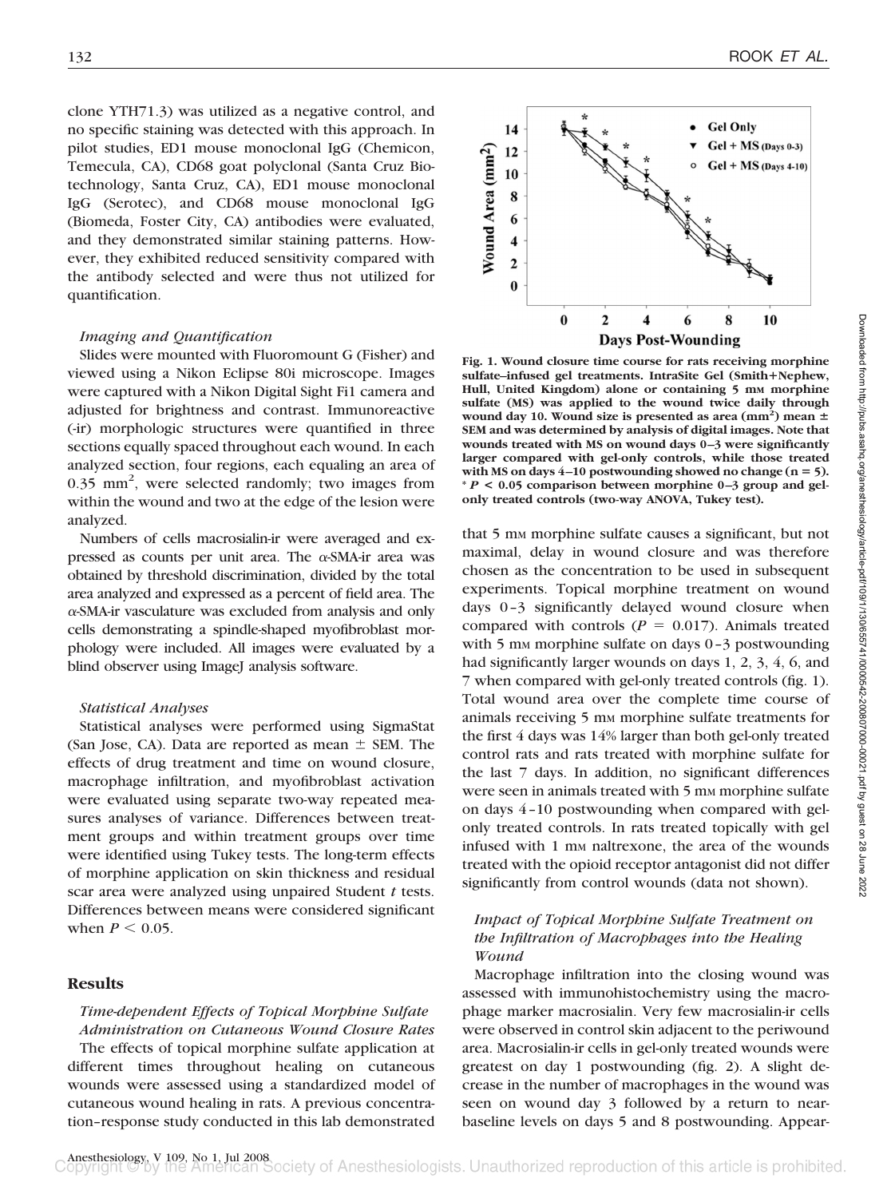clone YTH71.3) was utilized as a negative control, and no specific staining was detected with this approach. In pilot studies, ED1 mouse monoclonal IgG (Chemicon, Temecula, CA), CD68 goat polyclonal (Santa Cruz Biotechnology, Santa Cruz, CA), ED1 mouse monoclonal IgG (Serotec), and CD68 mouse monoclonal IgG (Biomeda, Foster City, CA) antibodies were evaluated, and they demonstrated similar staining patterns. However, they exhibited reduced sensitivity compared with the antibody selected and were thus not utilized for quantification.

*Imaging and Quantification*

Slides were mounted with Fluoromount G (Fisher) and viewed using a Nikon Eclipse 80i microscope. Images were captured with a Nikon Digital Sight Fi1 camera and adjusted for brightness and contrast. Immunoreactive (-ir) morphologic structures were quantified in three sections equally spaced throughout each wound. In each analyzed section, four regions, each equaling an area of 0.35 $mm^2$, were selected randomly; two images from within the wound and two at the edge of the lesion were analyzed.

Numbers of cells macrosialin-ir were averaged and expressed as counts per unit area. The $\alpha$-SMA-ir area was obtained by threshold discrimination, divided by the total area analyzed and expressed as a percent of field area. The $\alpha$-SMA-ir vasculature was excluded from analysis and only cells demonstrating a spindle-shaped myofibroblast morphology were included. All images were evaluated by a blind observer using ImageJ analysis software.

*Statistical Analyses*

Statistical analyses were performed using SigmaStat (San Jose, CA). Data are reported as mean $\pm$ SEM. The effects of drug treatment and time on wound closure, macrophage infiltration, and myofibroblast activation were evaluated using separate two-way repeated measures analyses of variance. Differences between treatment groups and within treatment groups over time were identified using Tukey tests. The long-term effects of morphine application on skin thickness and residual scar area were analyzed using unpaired Student *t* tests. Differences between means were considered significant when $P < 0.05$.

## Results

*Time-dependent Effects of Topical Morphine Sulfate Administration on Cutaneous Wound Closure Rates*

The effects of topical morphine sulfate application at different times throughout healing on cutaneous wounds were assessed using a standardized model of cutaneous wound healing in rats. A previous concentration–response study conducted in this lab demonstrated that 5 mM morphine sulfate causes a significant, but not maximal, delay in wound closure and was therefore chosen as the concentration to be used in subsequent experiments. Topical morphine treatment on wound days 0–3 significantly delayed wound closure when compared with controls ($P = 0.017$). Animals treated with 5 mM morphine sulfate on days 0–3 postwounding had significantly larger wounds on days 1, 2, 3, 4, 6, and 7 when compared with gel-only treated controls (fig. 1). Total wound area over the complete time course of animals receiving 5 mM morphine sulfate treatments for the first 4 days was 14% larger than both gel-only treated control rats and rats treated with morphine sulfate for the last 7 days. In addition, no significant differences were seen in animals treated with 5 mM morphine sulfate on days 4–10 postwounding when compared with gel-only treated controls. In rats treated topically with gel infused with 1 mM naltrexone, the area of the wounds treated with the opioid receptor antagonist did not differ significantly from control wounds (data not shown).

**Fig. 1. Wound closure time course for rats receiving morphine sulfate–infused gel treatments. IntraSite Gel (Smith+Nephew, Hull, United Kingdom) alone or containing 5 mM morphine sulfate (MS) was applied to the wound twice daily through wound day 10. Wound size is presented as area ($mm^2$) mean $\pm$ SEM and was determined by analysis of digital images. Note that wounds treated with MS on wound days 0–3 were significantly larger compared with gel-only controls, while those treated with MS on days 4–10 postwounding showed no change (n = 5). * $P < 0.05$ comparison between morphine 0–3 group and gel-only treated controls (two-way ANOVA, Tukey test).**

*Impact of Topical Morphine Sulfate Treatment on the Infiltration of Macrophages into the Healing Wound*

Macrophage infiltration into the closing wound was assessed with immunohistochemistry using the macrophage marker macrosialin. Very few macrosialin-ir cells were observed in control skin adjacent to the periwound area. Macrosialin-ir cells in gel-only treated wounds were greatest on day 1 postwounding (fig. 2). A slight decrease in the number of macrophages in the wound was seen on wound day 3 followed by a return to near-baseline levels on days 5 and 8 postwounding. Appear-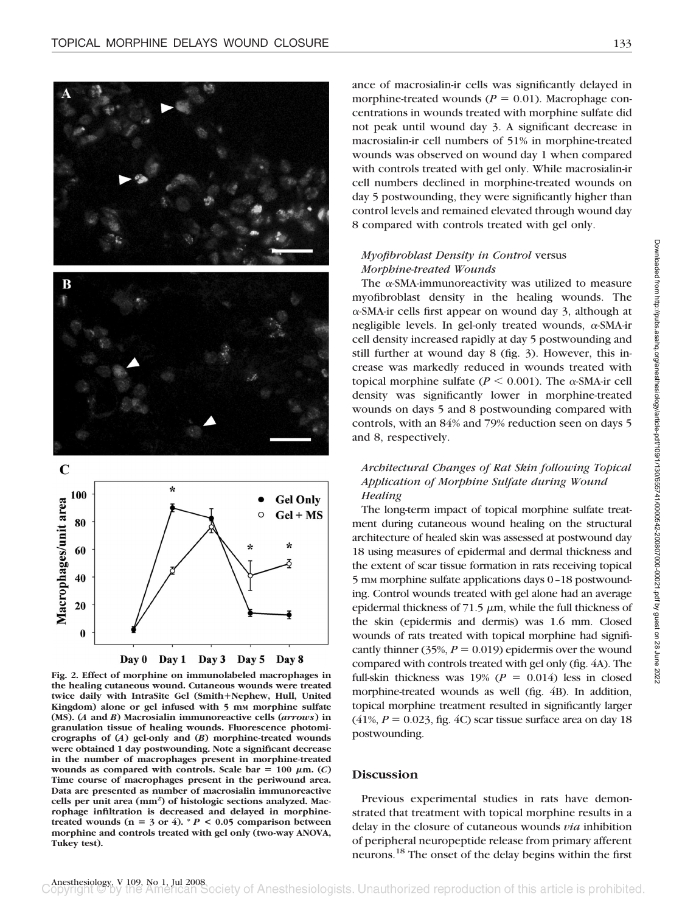Fig. 2. Effect of morphine on immunolabeled macrophages in the healing cutaneous wound. Cutaneous wounds were treated twice daily with IntraSite Gel (Smith+Nephew, Hull, United Kingdom) alone or gel infused with 5 mM morphine sulfate (MS). (*A* and *B*) Macrosialin immunoreactive cells (*arrows*) in granulation tissue of healing wounds. Fluorescence photomicrographs of (*A*) gel-only and (*B*) morphine-treated wounds were obtained 1 day postwounding. Note a significant decrease in the number of macrophages present in morphine-treated wounds as compared with controls. Scale bar = 100 μm. (*C*) Time course of macrophages present in the periwound area. Data are presented as number of macrosialin immunoreactive cells per unit area ($mm^2$) of histologic sections analyzed. Macrophage infiltration is decreased and delayed in morphine-treated wounds (n = 3 or 4). * $P < 0.05$ comparison between morphine and controls treated with gel only (two-way ANOVA, Tukey test).

ance of macrosialin-ir cells was significantly delayed in morphine-treated wounds ($P = 0.01$). Macrophage concentrations in wounds treated with morphine sulfate did not peak until wound day 3. A significant decrease in macrosialin-ir cell numbers of 51% in morphine-treated wounds was observed on wound day 1 when compared with controls treated with gel only. While macrosialin-ir cell numbers declined in morphine-treated wounds on day 5 postwounding, they were significantly higher than control levels and remained elevated through wound day 8 compared with controls treated with gel only.

### *Myofibroblast Density in Control* versus *Morphine-treated Wounds*

The α-SMA-immunoreactivity was utilized to measure myofibroblast density in the healing wounds. The α-SMA-ir cells first appear on wound day 3, although at negligible levels. In gel-only treated wounds, α-SMA-ir cell density increased rapidly at day 5 postwounding and still further at wound day 8 (fig. 3). However, this increase was markedly reduced in wounds treated with topical morphine sulfate ($P < 0.001$). The α-SMA-ir cell density was significantly lower in morphine-treated wounds on days 5 and 8 postwounding compared with controls, with an 84% and 79% reduction seen on days 5 and 8, respectively.

### *Architectural Changes of Rat Skin following Topical Application of Morphine Sulfate during Wound Healing*

The long-term impact of topical morphine sulfate treatment during cutaneous wound healing on the structural architecture of healed skin was assessed at postwound day 18 using measures of epidermal and dermal thickness and the extent of scar tissue formation in rats receiving topical 5 mM morphine sulfate applications days 0–18 postwounding. Control wounds treated with gel alone had an average epidermal thickness of 71.5 μm, while the full thickness of the skin (epidermis and dermis) was 1.6 mm. Closed wounds of rats treated with topical morphine had significantly thinner (35%, $P = 0.019$) epidermis over the wound compared with controls treated with gel only (fig. 4A). The full-skin thickness was 19% ($P = 0.014$) less in closed morphine-treated wounds as well (fig. 4B). In addition, topical morphine treatment resulted in significantly larger (41%, $P = 0.023$, fig. 4C) scar tissue surface area on day 18 postwounding.

## Discussion

Previous experimental studies in rats have demonstrated that treatment with topical morphine results in a delay in the closure of cutaneous wounds *via* inhibition of peripheral neuropeptide release from primary afferent neurons.[18] The onset of the delay begins within the first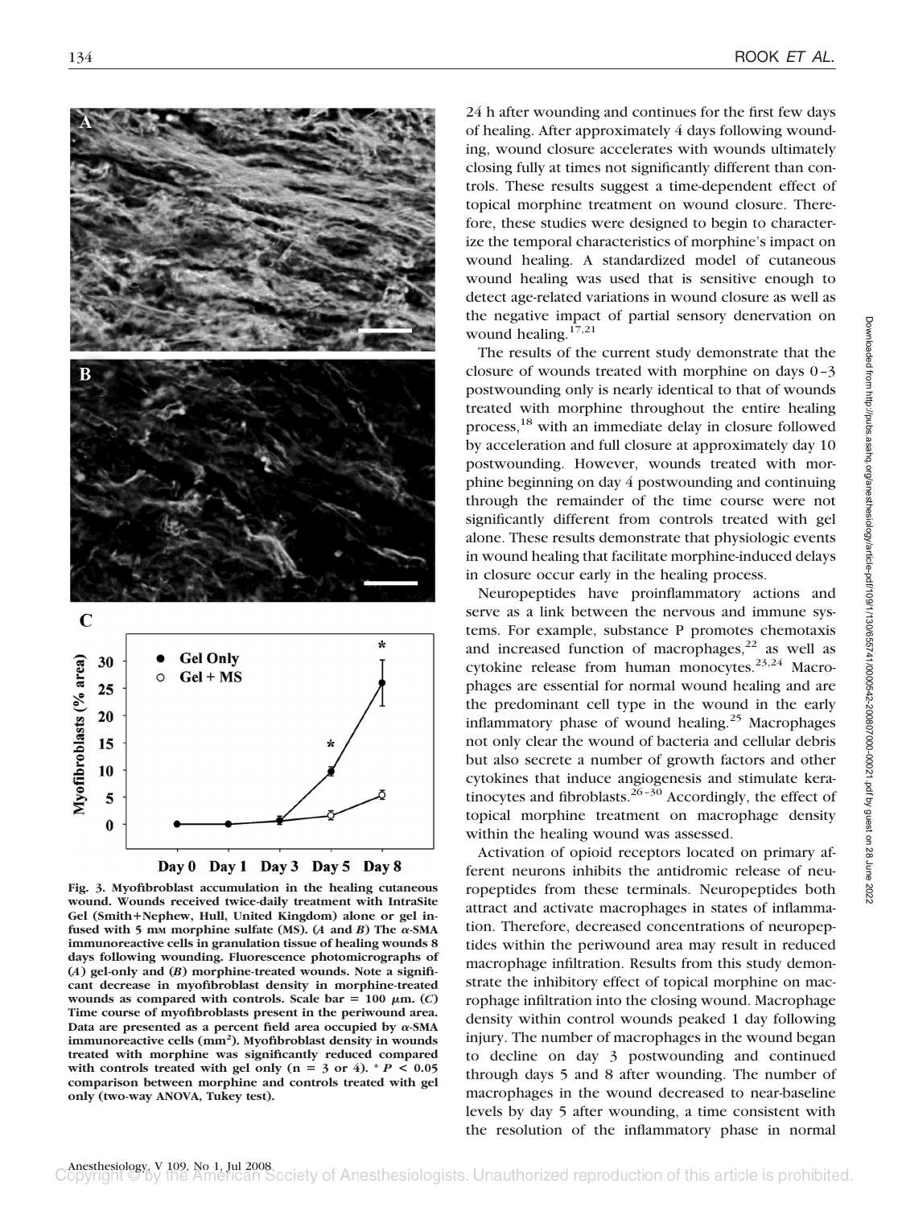Fig. 3. Myofibroblast accumulation in the healing cutaneous wound. Wounds received twice-daily treatment with IntraSite Gel (Smith+Nephew, Hull, United Kingdom) alone or gel infused with 5 mM morphine sulfate (MS). (*A* and *B*) The α-SMA immunoreactive cells in granulation tissue of healing wounds 8 days following wounding. Fluorescence photomicrographs of (*A*) gel-only and (*B*) morphine-treated wounds. Note a significant decrease in myofibroblast density in morphine-treated wounds as compared with controls. Scale bar = 100 μm. (*C*) Time course of myofibroblasts present in the periwound area. Data are presented as a percent field area occupied by α-SMA immunoreactive cells (mm[2]). Myofibroblast density in wounds treated with morphine was significantly reduced compared with controls treated with gel only (n = 3 or 4). * $P < 0.05$ comparison between morphine and controls treated with gel only (two-way ANOVA, Tukey test).

24 h after wounding and continues for the first few days of healing. After approximately 4 days following wounding, wound closure accelerates with wounds ultimately closing fully at times not significantly different than controls. These results suggest a time-dependent effect of topical morphine treatment on wound closure. Therefore, these studies were designed to begin to characterize the temporal characteristics of morphine's impact on wound healing. A standardized model of cutaneous wound healing was used that is sensitive enough to detect age-related variations in wound closure as well as the negative impact of partial sensory denervation on wound healing.[17,21]

The results of the current study demonstrate that the closure of wounds treated with morphine on days 0–3 postwounding only is nearly identical to that of wounds treated with morphine throughout the entire healing process,[18] with an immediate delay in closure followed by acceleration and full closure at approximately day 10 postwounding. However, wounds treated with morphine beginning on day 4 postwounding and continuing through the remainder of the time course were not significantly different from controls treated with gel alone. These results demonstrate that physiologic events in wound healing that facilitate morphine-induced delays in closure occur early in the healing process.

Neuropeptides have proinflammatory actions and serve as a link between the nervous and immune systems. For example, substance P promotes chemotaxis and increased function of macrophages,[22] as well as cytokine release from human monocytes.[23,24] Macrophages are essential for normal wound healing and are the predominant cell type in the wound in the early inflammatory phase of wound healing.[25] Macrophages not only clear the wound of bacteria and cellular debris but also secrete a number of growth factors and other cytokines that induce angiogenesis and stimulate keratinocytes and fibroblasts.[26–30] Accordingly, the effect of topical morphine treatment on macrophage density within the healing wound was assessed.

Activation of opioid receptors located on primary afferent neurons inhibits the antidromic release of neuropeptides from these terminals. Neuropeptides both attract and activate macrophages in states of inflammation. Therefore, decreased concentrations of neuropeptides within the periwound area may result in reduced macrophage infiltration. Results from this study demonstrate the inhibitory effect of topical morphine on macrophage infiltration into the closing wound. Macrophage density within control wounds peaked 1 day following injury. The number of macrophages in the wound began to decline on day 3 postwounding and continued through days 5 and 8 after wounding. The number of macrophages in the wound decreased to near-baseline levels by day 5 after wounding, a time consistent with the resolution of the inflammatory phase in normal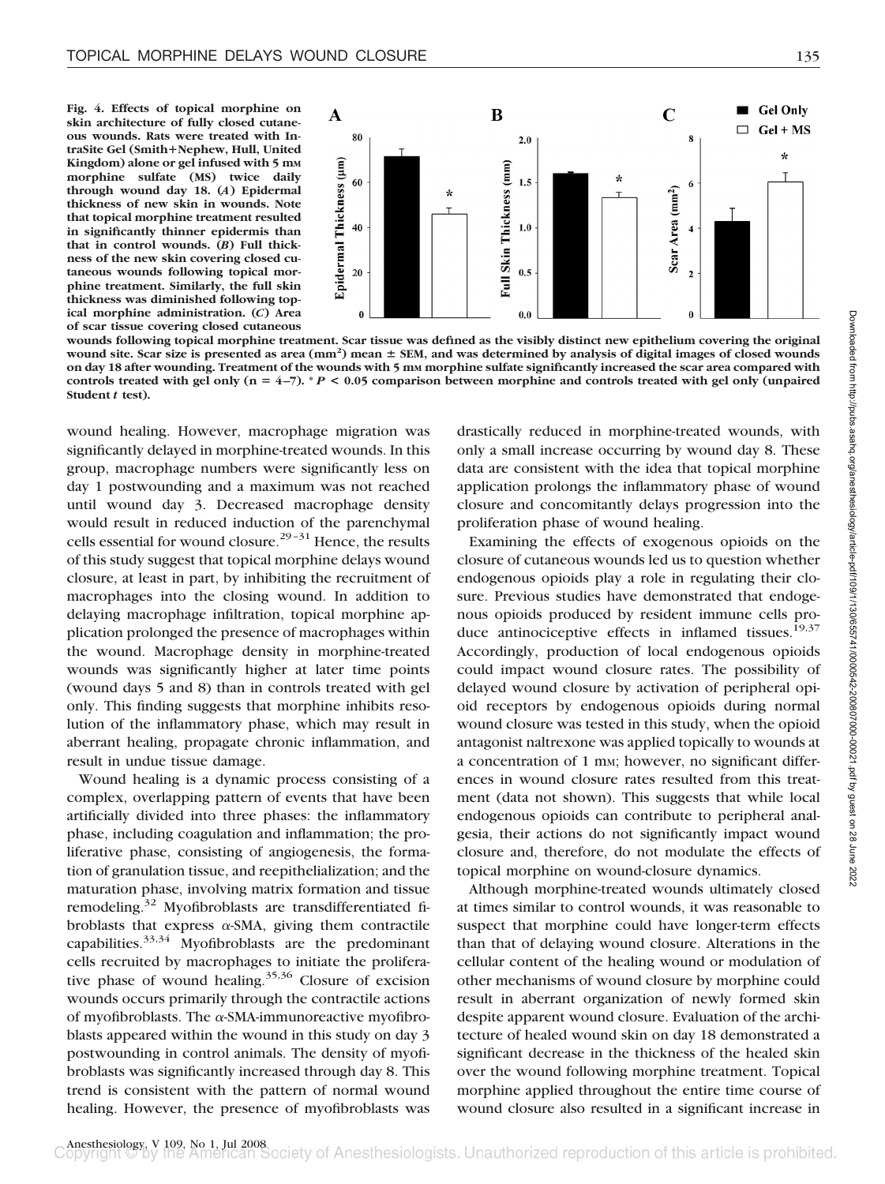**Fig. 4. Effects of topical morphine on skin architecture of fully closed cutaneous wounds. Rats were treated with IntraSite Gel (Smith+Nephew, Hull, United Kingdom) alone or gel infused with 5 mM morphine sulfate (MS) twice daily through wound day 18. (*A*) Epidermal thickness of new skin in wounds. Note that topical morphine treatment resulted in significantly thinner epidermis than that in control wounds. (*B*) Full thickness of the new skin covering closed cutaneous wounds following topical morphine treatment. Similarly, the full skin thickness was diminished following topical morphine administration. (*C*) Area of scar tissue covering closed cutaneous wounds following topical morphine treatment. Scar tissue was defined as the visibly distinct new epithelium covering the original wound site. Scar size is presented as area ($mm^2$) mean ± SEM, and was determined by analysis of digital images of closed wounds on day 18 after wounding. Treatment of the wounds with 5 mM morphine sulfate significantly increased the scar area compared with controls treated with gel only (n = 4–7). * $P < 0.05$ comparison between morphine and controls treated with gel only (unpaired Student *t* test).**

wound healing. However, macrophage migration was significantly delayed in morphine-treated wounds. In this group, macrophage numbers were significantly less on day 1 postwounding and a maximum was not reached until wound day 3. Decreased macrophage density would result in reduced induction of the parenchymal cells essential for wound closure.[29–31] Hence, the results of this study suggest that topical morphine delays wound closure, at least in part, by inhibiting the recruitment of macrophages into the closing wound. In addition to delaying macrophage infiltration, topical morphine application prolonged the presence of macrophages within the wound. Macrophage density in morphine-treated wounds was significantly higher at later time points (wound days 5 and 8) than in controls treated with gel only. This finding suggests that morphine inhibits resolution of the inflammatory phase, which may result in aberrant healing, propagate chronic inflammation, and result in undue tissue damage.

Wound healing is a dynamic process consisting of a complex, overlapping pattern of events that have been artificially divided into three phases: the inflammatory phase, including coagulation and inflammation; the proliferative phase, consisting of angiogenesis, the formation of granulation tissue, and reepithelialization; and the maturation phase, involving matrix formation and tissue remodeling.[32] Myofibroblasts are transdifferentiated fibroblasts that express α-SMA, giving them contractile capabilities.[33,34] Myofibroblasts are the predominant cells recruited by macrophages to initiate the proliferative phase of wound healing.[35,36] Closure of excision wounds occurs primarily through the contractile actions of myofibroblasts. The α-SMA-immunoreactive myofibroblasts appeared within the wound in this study on day 3 postwounding in control animals. The density of myofibroblasts was significantly increased through day 8. This trend is consistent with the pattern of normal wound healing. However, the presence of myofibroblasts was drastically reduced in morphine-treated wounds, with only a small increase occurring by wound day 8. These data are consistent with the idea that topical morphine application prolongs the inflammatory phase of wound closure and concomitantly delays progression into the proliferation phase of wound healing.

Examining the effects of exogenous opioids on the closure of cutaneous wounds led us to question whether endogenous opioids play a role in regulating their closure. Previous studies have demonstrated that endogenous opioids produced by resident immune cells produce antinociceptive effects in inflamed tissues.[19,37] Accordingly, production of local endogenous opioids could impact wound closure rates. The possibility of delayed wound closure by activation of peripheral opioid receptors by endogenous opioids during normal wound closure was tested in this study, when the opioid antagonist naltrexone was applied topically to wounds at a concentration of 1 mM; however, no significant differences in wound closure rates resulted from this treatment (data not shown). This suggests that while local endogenous opioids can contribute to peripheral analgesia, their actions do not significantly impact wound closure and, therefore, do not modulate the effects of topical morphine on wound-closure dynamics.

Although morphine-treated wounds ultimately closed at times similar to control wounds, it was reasonable to suspect that morphine could have longer-term effects than that of delaying wound closure. Alterations in the cellular content of the healing wound or modulation of other mechanisms of wound closure by morphine could result in aberrant organization of newly formed skin despite apparent wound closure. Evaluation of the architecture of healed wound skin on day 18 demonstrated a significant decrease in the thickness of the healed skin over the wound following morphine treatment. Topical morphine applied throughout the entire time course of wound closure also resulted in a significant increase in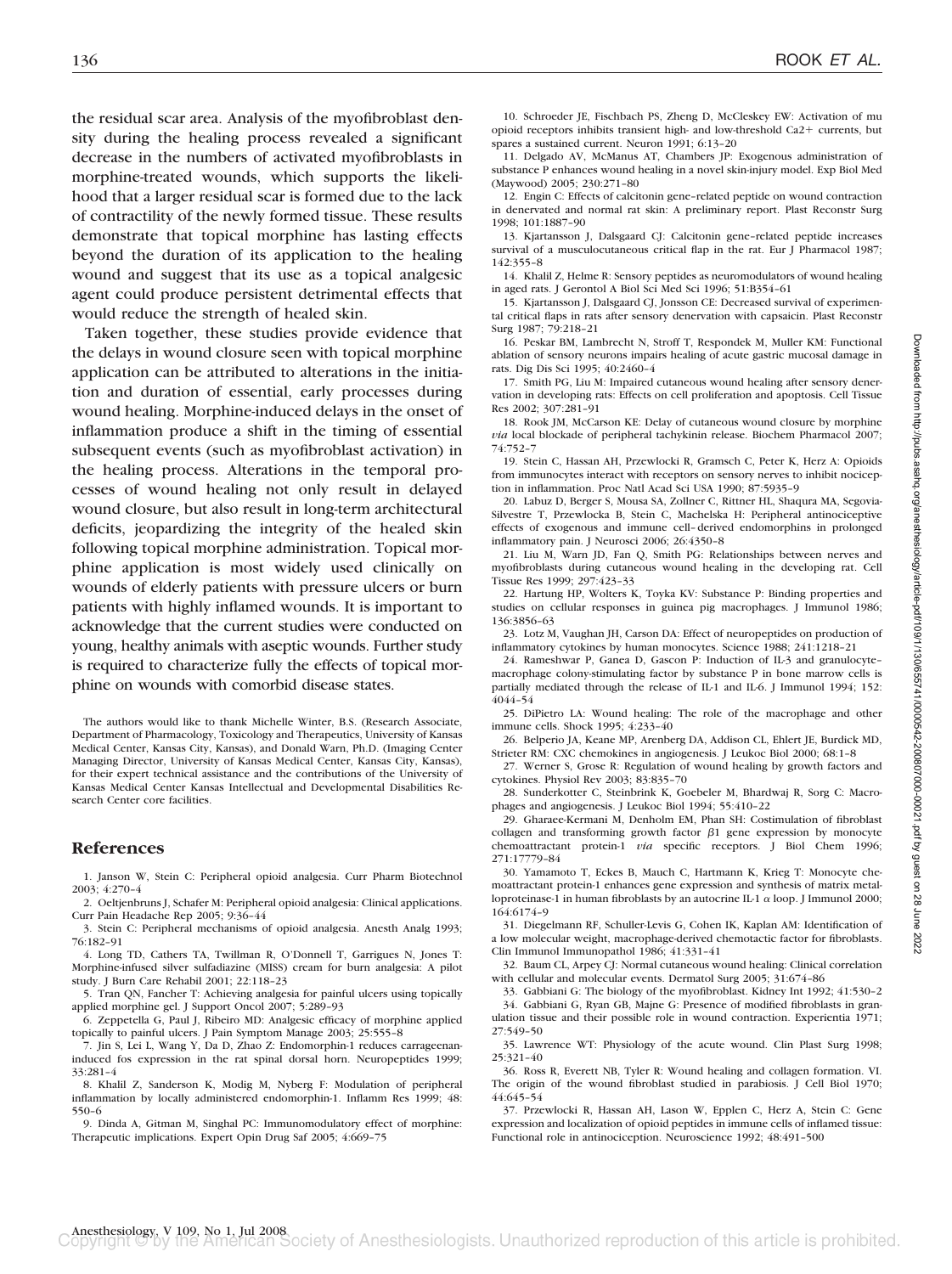the residual scar area. Analysis of the myofibroblast density during the healing process revealed a significant decrease in the numbers of activated myofibroblasts in morphine-treated wounds, which supports the likelihood that a larger residual scar is formed due to the lack of contractility of the newly formed tissue. These results demonstrate that topical morphine has lasting effects beyond the duration of its application to the healing wound and suggest that its use as a topical analgesic agent could produce persistent detrimental effects that would reduce the strength of healed skin.

Taken together, these studies provide evidence that the delays in wound closure seen with topical morphine application can be attributed to alterations in the initiation and duration of essential, early processes during wound healing. Morphine-induced delays in the onset of inflammation produce a shift in the timing of essential subsequent events (such as myofibroblast activation) in the healing process. Alterations in the temporal processes of wound healing not only result in delayed wound closure, but also result in long-term architectural deficits, jeopardizing the integrity of the healed skin following topical morphine administration. Topical morphine application is most widely used clinically on wounds of elderly patients with pressure ulcers or burn patients with highly inflamed wounds. It is important to acknowledge that the current studies were conducted on young, healthy animals with aseptic wounds. Further study is required to characterize fully the effects of topical morphine on wounds with comorbid disease states.

The authors would like to thank Michelle Winter, B.S. (Research Associate, Department of Pharmacology, Toxicology and Therapeutics, University of Kansas Medical Center, Kansas City, Kansas), and Donald Warn, Ph.D. (Imaging Center Managing Director, University of Kansas Medical Center, Kansas City, Kansas), for their expert technical assistance and the contributions of the University of Kansas Medical Center Kansas Intellectual and Developmental Disabilities Research Center core facilities.

## References

1. Janson W, Stein C: Peripheral opioid analgesia. Curr Pharm Biotechnol 2003; 4:270–4
2. Oeltjenbruns J, Schafer M: Peripheral opioid analgesia: Clinical applications. Curr Pain Headache Rep 2005; 9:36–44
3. Stein C: Peripheral mechanisms of opioid analgesia. Anesth Analg 1993; 76:182–91
4. Long TD, Cathers TA, Twillman R, O'Donnell T, Garrigues N, Jones T: Morphine-infused silver sulfadiazine (MISS) cream for burn analgesia: A pilot study. J Burn Care Rehabil 2001; 22:118–23
5. Tran QN, Fancher T: Achieving analgesia for painful ulcers using topically applied morphine gel. J Support Oncol 2007; 5:289–93
6. Zeppetella G, Paul J, Ribeiro MD: Analgesic efficacy of morphine applied topically to painful ulcers. J Pain Symptom Manage 2003; 25:555–8
7. Jin S, Lei L, Wang Y, Da D, Zhao Z: Endomorphin-1 reduces carrageenan-induced fos expression in the rat spinal dorsal horn. Neuropeptides 1999; 33:281–4
8. Khalil Z, Sanderson K, Modig M, Nyberg F: Modulation of peripheral inflammation by locally administered endomorphin-1. Inflamm Res 1999; 48: 550–6
9. Dinda A, Gitman M, Singhal PC: Immunomodulatory effect of morphine: Therapeutic implications. Expert Opin Drug Saf 2005; 4:669–75
10. Schroeder JE, Fischbach PS, Zheng D, McCleskey EW: Activation of mu opioid receptors inhibits transient high- and low-threshold Ca2+ currents, but spares a sustained current. Neuron 1991; 6:13–20
11. Delgado AV, McManus AT, Chambers JP: Exogenous administration of substance P enhances wound healing in a novel skin-injury model. Exp Biol Med (Maywood) 2005; 230:271–80
12. Engin C: Effects of calcitonin gene–related peptide on wound contraction in denervated and normal rat skin: A preliminary report. Plast Reconstr Surg 1998; 101:1887–90
13. Kjartansson J, Dalsgaard CJ: Calcitonin gene–related peptide increases survival of a musculocutaneous critical flap in the rat. Eur J Pharmacol 1987; 142:355–8
14. Khalil Z, Helme R: Sensory peptides as neuromodulators of wound healing in aged rats. J Gerontol A Biol Sci Med Sci 1996; 51:B354–61
15. Kjartansson J, Dalsgaard CJ, Jonsson CE: Decreased survival of experimental critical flaps in rats after sensory denervation with capsaicin. Plast Reconstr Surg 1987; 79:218–21
16. Peskar BM, Lambrecht N, Stroff T, Respondek M, Muller KM: Functional ablation of sensory neurons impairs healing of acute gastric mucosal damage in rats. Dig Dis Sci 1995; 40:2460–4
17. Smith PG, Liu M: Impaired cutaneous wound healing after sensory denervation in developing rats: Effects on cell proliferation and apoptosis. Cell Tissue Res 2002; 307:281–91
18. Rook JM, McCarson KE: Delay of cutaneous wound closure by morphine *via* local blockade of peripheral tachykinin release. Biochem Pharmacol 2007; 74:752–7
19. Stein C, Hassan AH, Przewlocki R, Gramsch C, Peter K, Herz A: Opioids from immunocytes interact with receptors on sensory nerves to inhibit nociception in inflammation. Proc Natl Acad Sci USA 1990; 87:5935–9
20. Labuz D, Berger S, Mousa SA, Zollner C, Rittner HL, Shaqura MA, Segovia-Silvestre T, Przewlocka B, Stein C, Machelska H: Peripheral antinociceptive effects of exogenous and immune cell–derived endomorphins in prolonged inflammatory pain. J Neurosci 2006; 26:4350–8
21. Liu M, Warn JD, Fan Q, Smith PG: Relationships between nerves and myofibroblasts during cutaneous wound healing in the developing rat. Cell Tissue Res 1999; 297:423–33
22. Hartung HP, Wolters K, Toyka KV: Substance P: Binding properties and studies on cellular responses in guinea pig macrophages. J Immunol 1986; 136:3856–63
23. Lotz M, Vaughan JH, Carson DA: Effect of neuropeptides on production of inflammatory cytokines by human monocytes. Science 1988; 241:1218–21
24. Rameshwar P, Ganea D, Gascon P: Induction of IL-3 and granulocyte–macrophage colony-stimulating factor by substance P in bone marrow cells is partially mediated through the release of IL-1 and IL-6. J Immunol 1994; 152: 4044–54
25. DiPietro LA: Wound healing: The role of the macrophage and other immune cells. Shock 1995; 4:233–40
26. Belperio JA, Keane MP, Arenberg DA, Addison CL, Ehlert JE, Burdick MD, Strieter RM: CXC chemokines in angiogenesis. J Leukoc Biol 2000; 68:1–8
27. Werner S, Grose R: Regulation of wound healing by growth factors and cytokines. Physiol Rev 2003; 83:835–70
28. Sunderkotter C, Steinbrink K, Goebeler M, Bhardwaj R, Sorg C: Macrophages and angiogenesis. J Leukoc Biol 1994; 55:410–22
29. Gharaee-Kermani M, Denholm EM, Phan SH: Costimulation of fibroblast collagen and transforming growth factor $\beta$1 gene expression by monocyte chemoattractant protein-1 *via* specific receptors. J Biol Chem 1996; 271:17779–84
30. Yamamoto T, Eckes B, Mauch C, Hartmann K, Krieg T: Monocyte chemoattractant protein-1 enhances gene expression and synthesis of matrix metalloproteinase-1 in human fibroblasts by an autocrine IL-1 $\alpha$ loop. J Immunol 2000; 164:6174–9
31. Diegelmann RF, Schuller-Levis G, Cohen IK, Kaplan AM: Identification of a low molecular weight, macrophage-derived chemotactic factor for fibroblasts. Clin Immunol Immunopathol 1986; 41:331–41
32. Baum CL, Arpey CJ: Normal cutaneous wound healing: Clinical correlation with cellular and molecular events. Dermatol Surg 2005; 31:674–86
33. Gabbiani G: The biology of the myofibroblast. Kidney Int 1992; 41:530–2
34. Gabbiani G, Ryan GB, Majne G: Presence of modified fibroblasts in granulation tissue and their possible role in wound contraction. Experientia 1971; 27:549–50
35. Lawrence WT: Physiology of the acute wound. Clin Plast Surg 1998; 25:321–40
36. Ross R, Everett NB, Tyler R: Wound healing and collagen formation. VI. The origin of the wound fibroblast studied in parabiosis. J Cell Biol 1970; 44:645–54
37. Przewlocki R, Hassan AH, Lason W, Epplen C, Herz A, Stein C: Gene expression and localization of opioid peptides in immune cells of inflamed tissue: Functional role in antinociception. Neuroscience 1992; 48:491–500